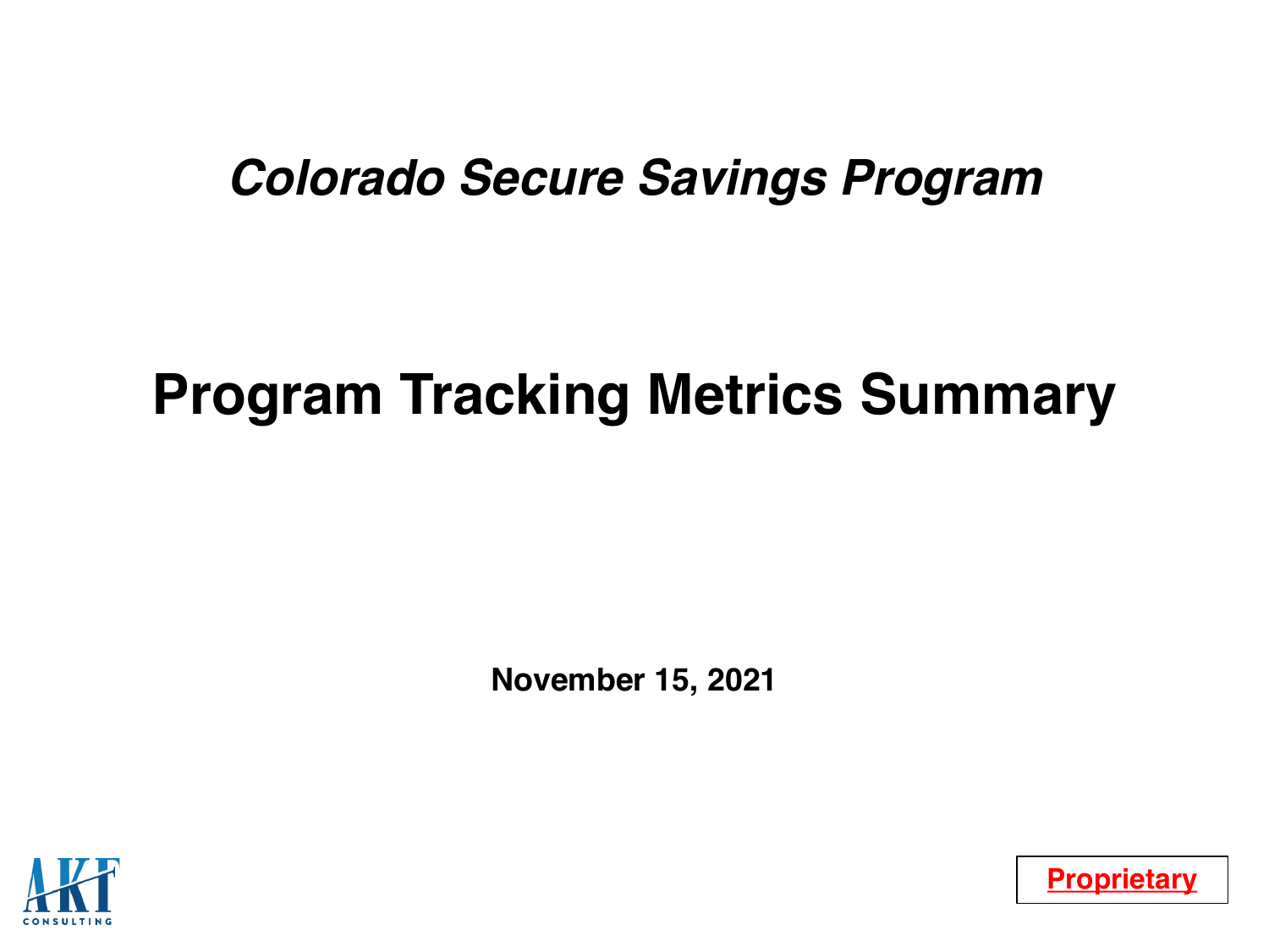*Colorado Secure Savings Program*

# Program Tracking Metrics Summary

**November 15, 2021**

AKF CONSULTING

**Proprietary**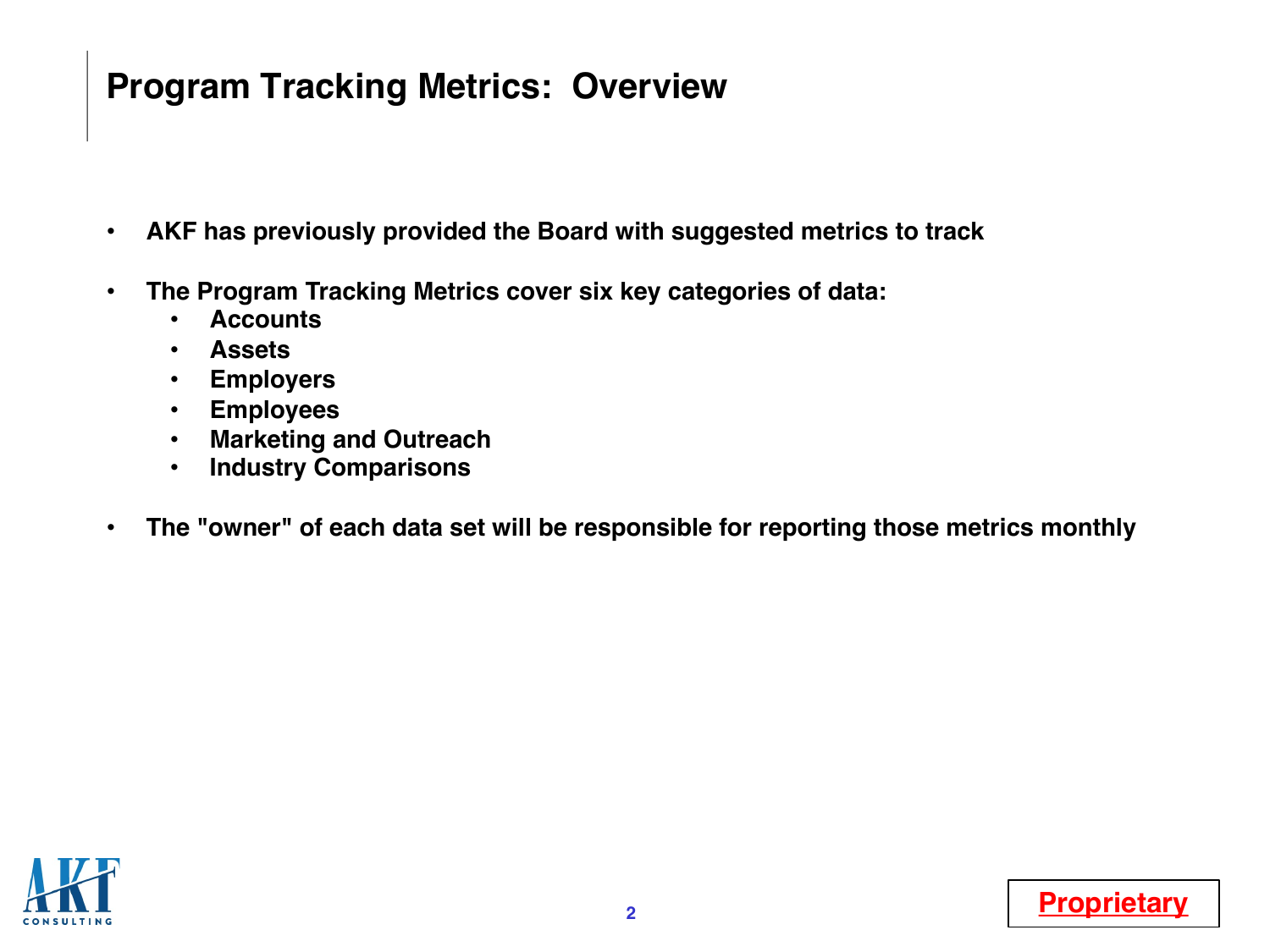# Program Tracking Metrics: Overview

- **AKF has previously provided the Board with suggested metrics to track**
- **The Program Tracking Metrics cover six key categories of data:**
  - **Accounts**
  - **Assets**
  - **Employers**
  - **Employees**
  - **Marketing and Outreach**
  - **Industry Comparisons**
- **The "owner" of each data set will be responsible for reporting those metrics monthly**

**Proprietary**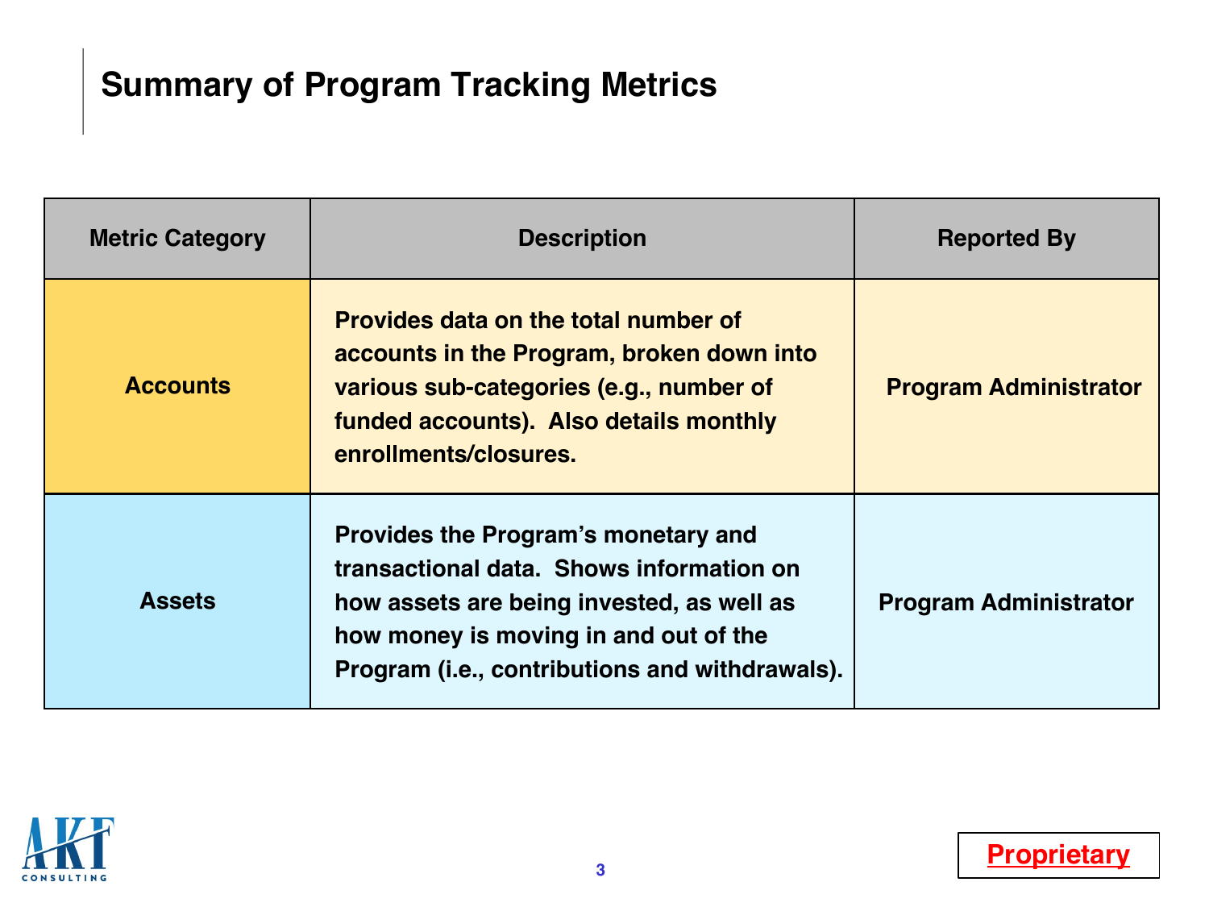# Summary of Program Tracking Metrics

| Metric Category | Description | Reported By |
| --- | --- | --- |
| **Accounts** | Provides data on the total number of accounts in the Program, broken down into various sub-categories (e.g., number of funded accounts). Also details monthly enrollments/closures. | Program Administrator |
| **Assets** | Provides the Program's monetary and transactional data. Shows information on how assets are being invested, as well as how money is moving in and out of the Program (i.e., contributions and withdrawals). | Program Administrator |

Proprietary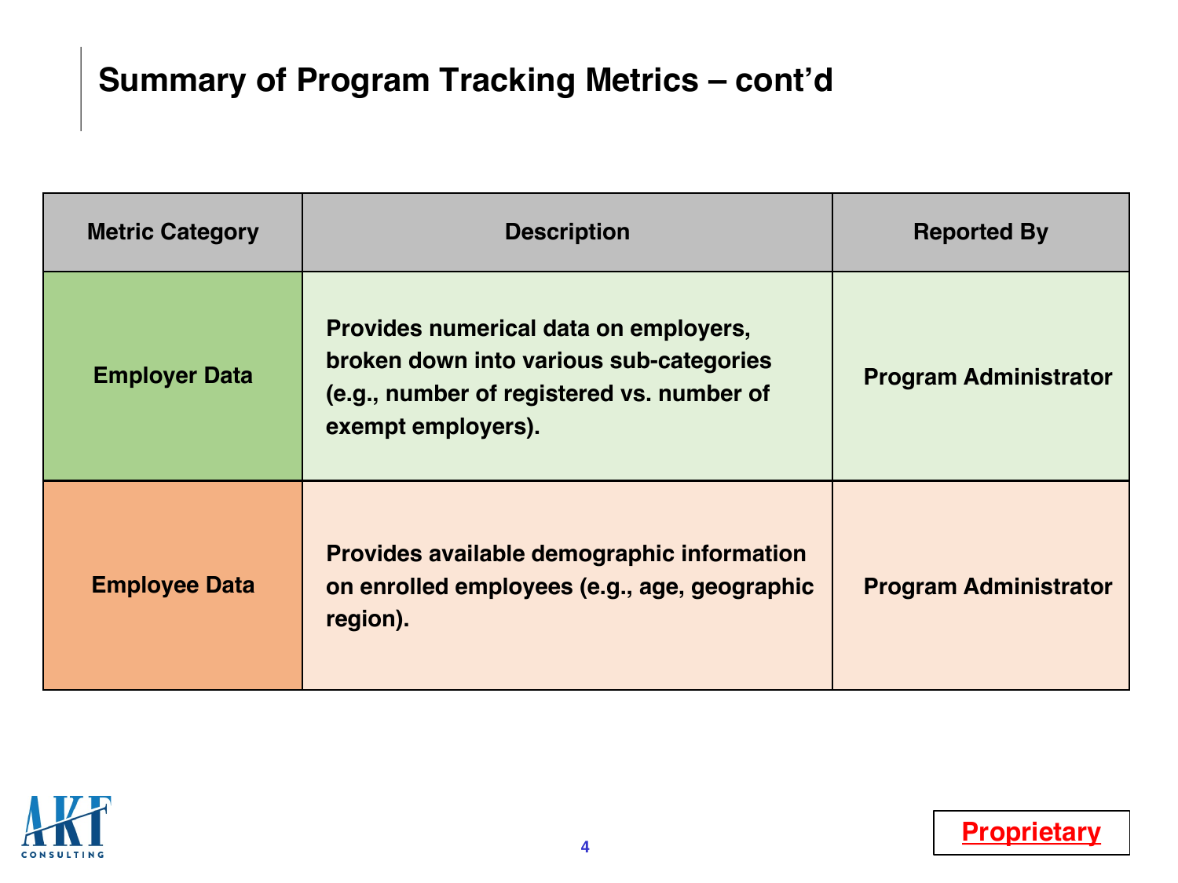# Summary of Program Tracking Metrics – cont'd

| Metric Category | Description | Reported By |
|---|---|---|
| **Employer Data** | **Provides numerical data on employers, broken down into various sub-categories (e.g., number of registered vs. number of exempt employers).** | **Program Administrator** |
| **Employee Data** | **Provides available demographic information on enrolled employees (e.g., age, geographic region).** | **Program Administrator** |

AKF CONSULTING

**Proprietary**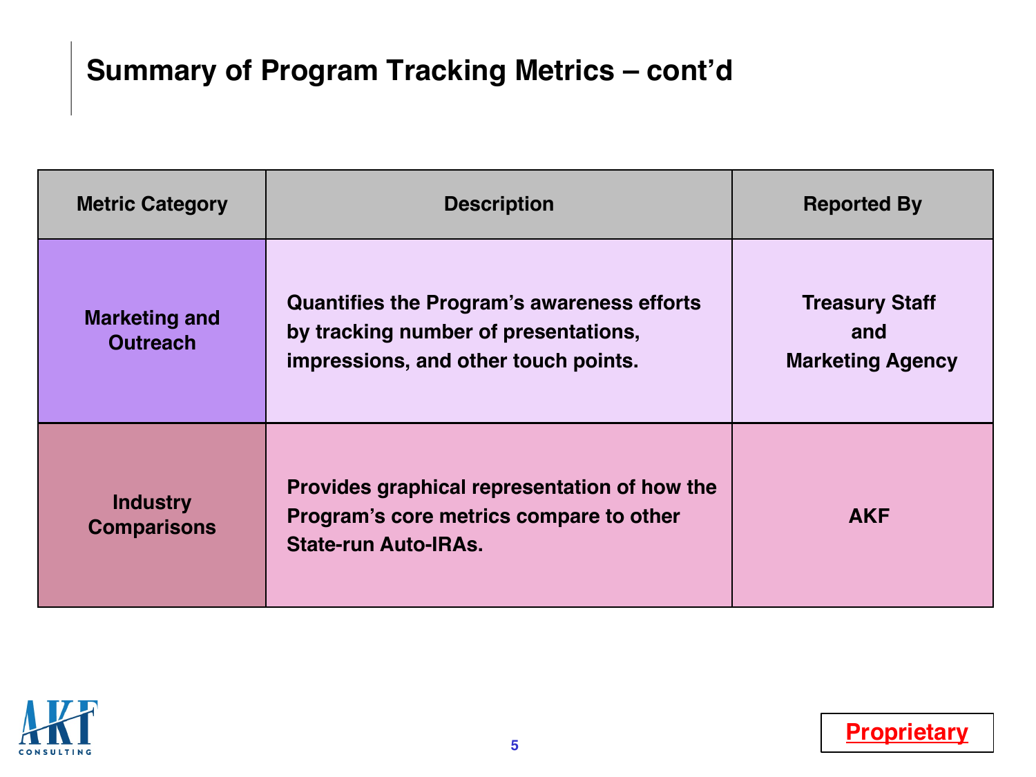# Summary of Program Tracking Metrics – cont'd

| Metric Category | Description | Reported By |
|---|---|---|
| Marketing and Outreach | Quantifies the Program's awareness efforts by tracking number of presentations, impressions, and other touch points. | Treasury Staff and Marketing Agency |
| Industry Comparisons | Provides graphical representation of how the Program's core metrics compare to other State-run Auto-IRAs. | AKF |

Proprietary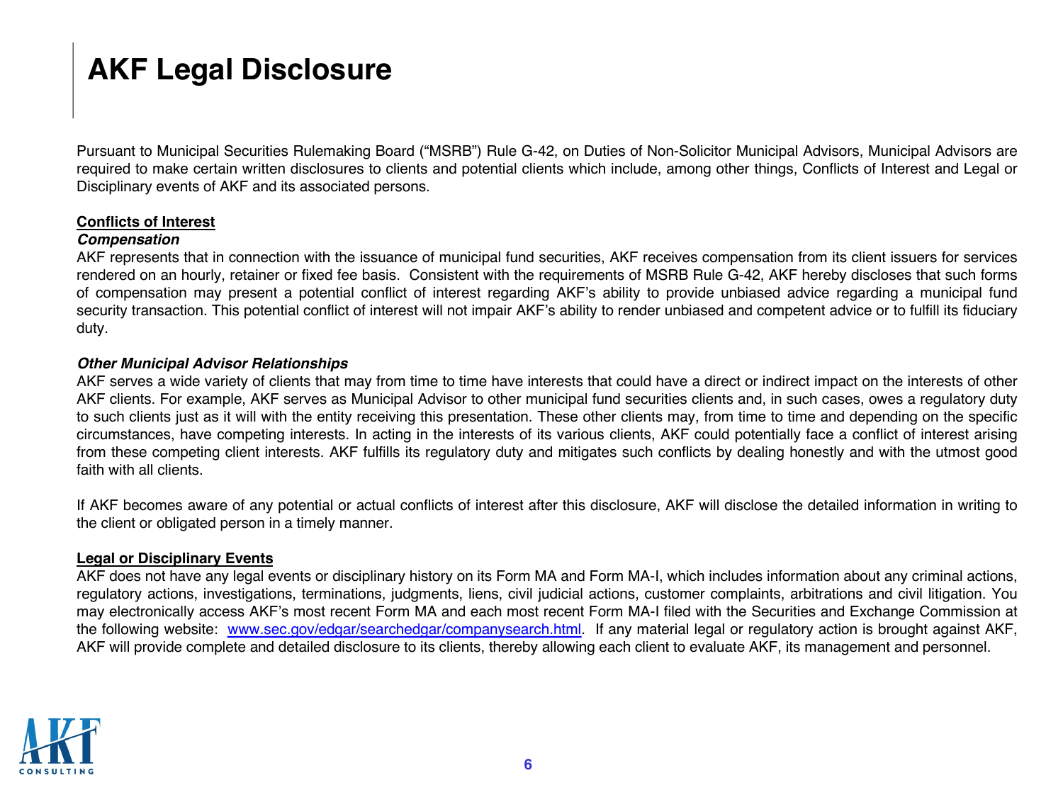# AKF Legal Disclosure

Pursuant to Municipal Securities Rulemaking Board ("MSRB") Rule G-42, on Duties of Non-Solicitor Municipal Advisors, Municipal Advisors are required to make certain written disclosures to clients and potential clients which include, among other things, Conflicts of Interest and Legal or Disciplinary events of AKF and its associated persons.

**Conflicts of Interest**

***Compensation***

AKF represents that in connection with the issuance of municipal fund securities, AKF receives compensation from its client issuers for services rendered on an hourly, retainer or fixed fee basis. Consistent with the requirements of MSRB Rule G-42, AKF hereby discloses that such forms of compensation may present a potential conflict of interest regarding AKF's ability to provide unbiased advice regarding a municipal fund security transaction. This potential conflict of interest will not impair AKF's ability to render unbiased and competent advice or to fulfill its fiduciary duty.

***Other Municipal Advisor Relationships***

AKF serves a wide variety of clients that may from time to time have interests that could have a direct or indirect impact on the interests of other AKF clients. For example, AKF serves as Municipal Advisor to other municipal fund securities clients and, in such cases, owes a regulatory duty to such clients just as it will with the entity receiving this presentation. These other clients may, from time to time and depending on the specific circumstances, have competing interests. In acting in the interests of its various clients, AKF could potentially face a conflict of interest arising from these competing client interests. AKF fulfills its regulatory duty and mitigates such conflicts by dealing honestly and with the utmost good faith with all clients.

If AKF becomes aware of any potential or actual conflicts of interest after this disclosure, AKF will disclose the detailed information in writing to the client or obligated person in a timely manner.

**Legal or Disciplinary Events**

AKF does not have any legal events or disciplinary history on its Form MA and Form MA-I, which includes information about any criminal actions, regulatory actions, investigations, terminations, judgments, liens, civil judicial actions, customer complaints, arbitrations and civil litigation. You may electronically access AKF's most recent Form MA and each most recent Form MA-I filed with the Securities and Exchange Commission at the following website: [www.sec.gov/edgar/searchedgar/companysearch.html](www.sec.gov/edgar/searchedgar/companysearch.html). If any material legal or regulatory action is brought against AKF, AKF will provide complete and detailed disclosure to its clients, thereby allowing each client to evaluate AKF, its management and personnel.